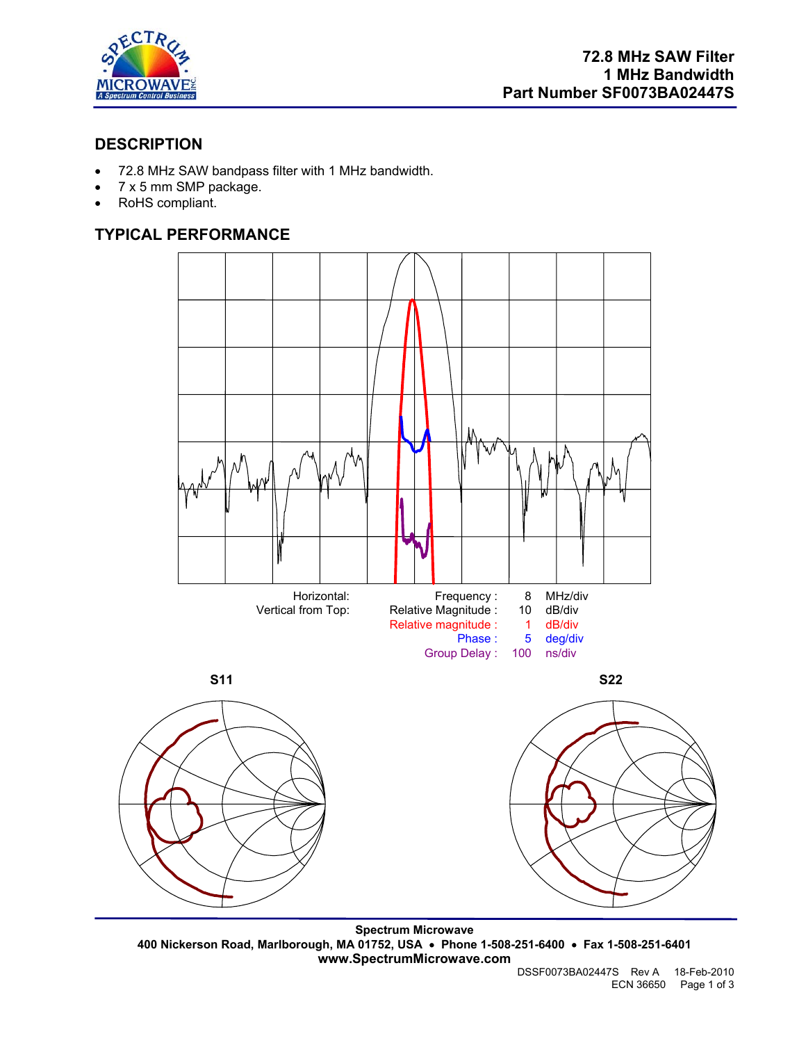# 72.8 MHz SAW Filter
# 1 MHz Bandwidth
# Part Number SF0073BA02447S

## DESCRIPTION

- 72.8 MHz SAW bandpass filter with 1 MHz bandwidth.
- 7 x 5 mm SMP package.
- RoHS compliant.

## TYPICAL PERFORMANCE

| Horizontal: | Frequency : | 8 | MHz/div |
|---|---|---|---|
| Vertical from Top: | Relative Magnitude : | 10 | dB/div |
| | Relative magnitude : | 1 | dB/div |
| | Phase : | 5 | deg/div |
| | Group Delay : | 100 | ns/div |

**S11** **S22**

Spectrum Microwave
400 Nickerson Road, Marlborough, MA 01752, USA • Phone 1-508-251-6400 • Fax 1-508-251-6401
www.SpectrumMicrowave.com

DSSF0073BA02447S Rev A 18-Feb-2010
ECN 36650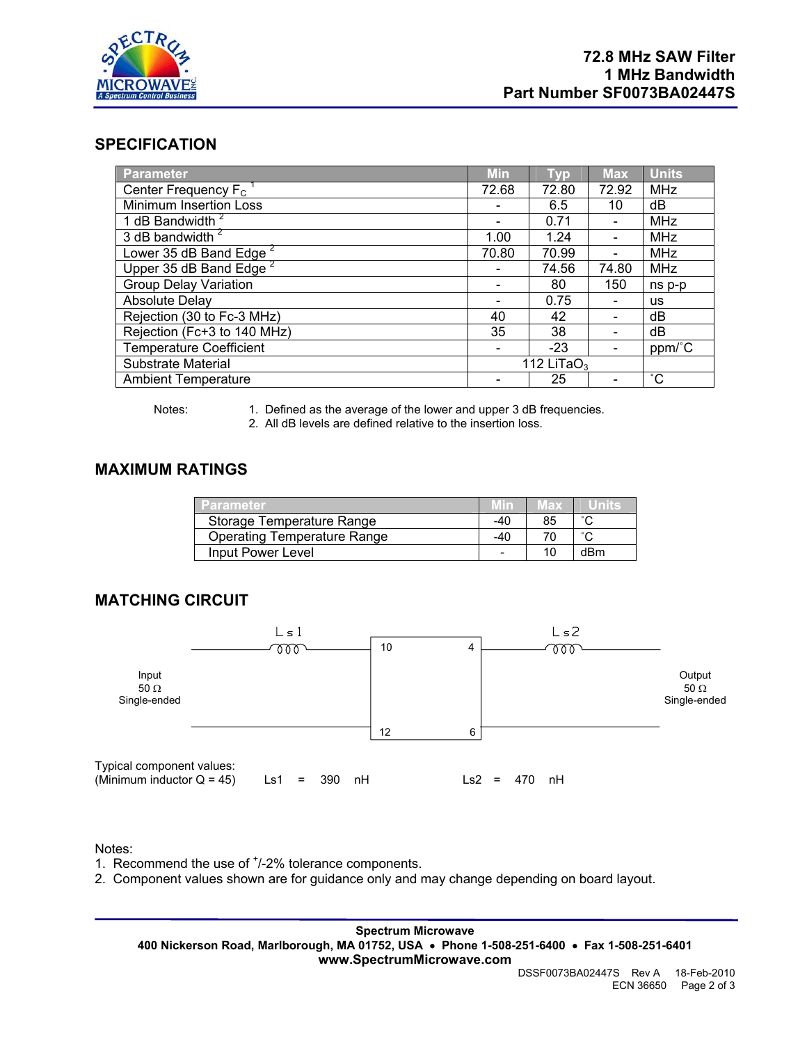# 72.8 MHz SAW Filter
# 1 MHz Bandwidth
# Part Number SF0073BA02447S

## SPECIFICATION

| Parameter | Min | Typ | Max | Units |
|---|---|---|---|---|
| Center Frequency $F_C$ [1] | 72.68 | 72.80 | 72.92 | MHz |
| Minimum Insertion Loss | - | 6.5 | 10 | dB |
| 1 dB Bandwidth [2] | - | 0.71 | - | MHz |
| 3 dB bandwidth [2] | 1.00 | 1.24 | - | MHz |
| Lower 35 dB Band Edge [2] | 70.80 | 70.99 | - | MHz |
| Upper 35 dB Band Edge [2] | - | 74.56 | 74.80 | MHz |
| Group Delay Variation | - | 80 | 150 | ns p-p |
| Absolute Delay | - | 0.75 | - | us |
| Rejection (30 to Fc-3 MHz) | 40 | 42 | - | dB |
| Rejection (Fc+3 to 140 MHz) | 35 | 38 | - | dB |
| Temperature Coefficient | - | -23 | - | ppm/˚C |
| Substrate Material | | 112 $LiTaO_3$ | | |
| Ambient Temperature | - | 25 | - | ˚C |

Notes:
1. Defined as the average of the lower and upper 3 dB frequencies.
2. All dB levels are defined relative to the insertion loss.

## MAXIMUM RATINGS

| Parameter | Min | Max | Units |
|---|---|---|---|
| Storage Temperature Range | -40 | 85 | ˚C |
| Operating Temperature Range | -40 | 70 | ˚C |
| Input Power Level | - | 10 | dBm |

## MATCHING CIRCUIT

Input 50 Ω Single-ended — Ls1 — pins 10 / 12 — pins 4 / 6 — Ls2 — Output 50 Ω Single-ended

Typical component values: (Minimum inductor Q = 45) Ls1 = 390 nH Ls2 = 470 nH

Notes:
1. Recommend the use of +/-2% tolerance components.
2. Component values shown are for guidance only and may change depending on board layout.

**Spectrum Microwave**
**400 Nickerson Road, Marlborough, MA 01752, USA • Phone 1-508-251-6400 • Fax 1-508-251-6401**
**www.SpectrumMicrowave.com**

DSSF0073BA02447S Rev A 18-Feb-2010
ECN 36650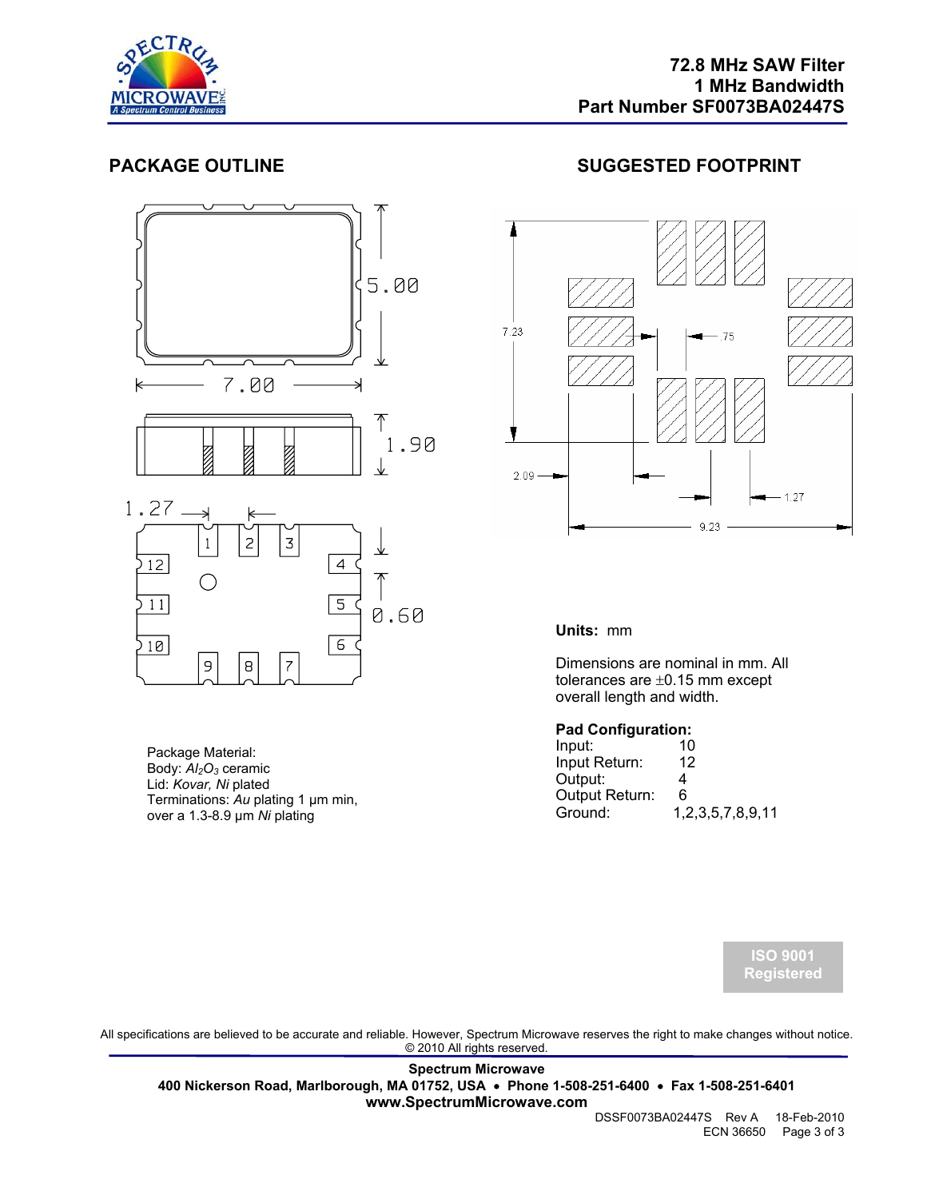**72.8 MHz SAW Filter**
**1 MHz Bandwidth**
**Part Number SF0073BA02447S**

## PACKAGE OUTLINE

5.00

7.00

1.90

1.27

0.60

1 2 3 4 5 6 7 8 9 10 11 12

## SUGGESTED FOOTPRINT

7.23

.75

2.09

1.27

9.23

**Units:** mm

Dimensions are nominal in mm. All tolerances are ±0.15 mm except overall length and width.

**Pad Configuration:**

| | |
|---|---|
| Input: | 10 |
| Input Return: | 12 |
| Output: | 4 |
| Output Return: | 6 |
| Ground: | 1,2,3,5,7,8,9,11 |

Package Material:
Body: $Al_2O_3$ ceramic
Lid: *Kovar, Ni* plated
Terminations: *Au* plating 1 µm min, over a 1.3-8.9 µm *Ni* plating

ISO 9001 Registered

All specifications are believed to be accurate and reliable. However, Spectrum Microwave reserves the right to make changes without notice.
© 2010 All rights reserved.

**Spectrum Microwave**
**400 Nickerson Road, Marlborough, MA 01752, USA • Phone 1-508-251-6400 • Fax 1-508-251-6401**
**www.SpectrumMicrowave.com**

DSSF0073BA02447S Rev A 18-Feb-2010
ECN 36650